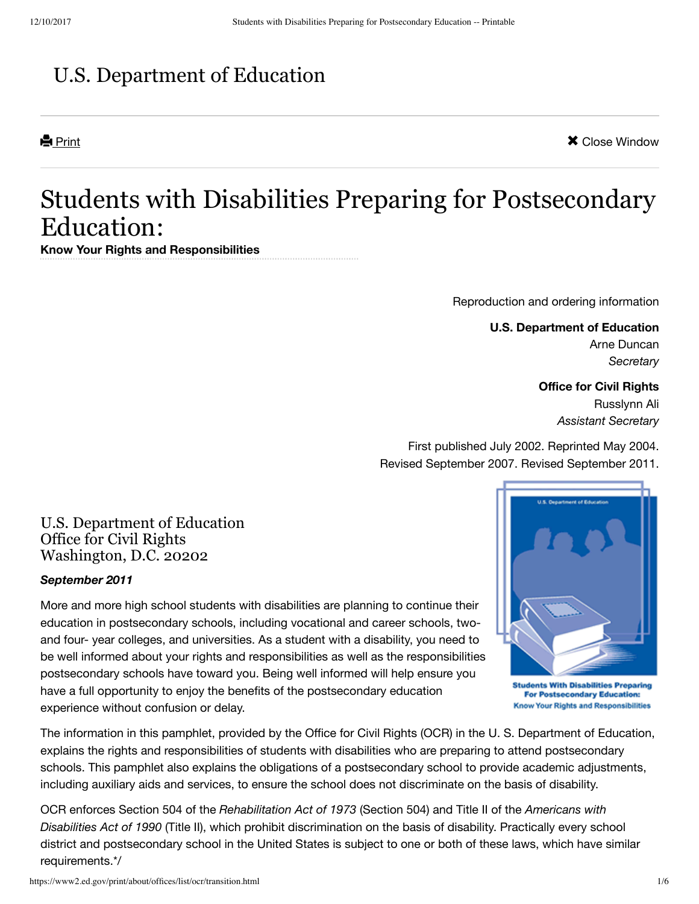# U.S. Department of Education

# Students with Disabilities Preparing for Postsecondary Education:

**Know Your Rights and Responsibilities**

Reproduction and ordering information

**U.S. Department of Education**
Arne Duncan
*Secretary*

**Office for Civil Rights**
Russlynn Ali
*Assistant Secretary*

First published July 2002. Reprinted May 2004.
Revised September 2007. Revised September 2011.

U.S. Department of Education
Office for Civil Rights
Washington, D.C. 20202

***September 2011***

More and more high school students with disabilities are planning to continue their education in postsecondary schools, including vocational and career schools, two- and four- year colleges, and universities. As a student with a disability, you need to be well informed about your rights and responsibilities as well as the responsibilities postsecondary schools have toward you. Being well informed will help ensure you have a full opportunity to enjoy the benefits of the postsecondary education experience without confusion or delay.

The information in this pamphlet, provided by the Office for Civil Rights (OCR) in the U. S. Department of Education, explains the rights and responsibilities of students with disabilities who are preparing to attend postsecondary schools. This pamphlet also explains the obligations of a postsecondary school to provide academic adjustments, including auxiliary aids and services, to ensure the school does not discriminate on the basis of disability.

OCR enforces Section 504 of the *Rehabilitation Act of 1973* (Section 504) and Title II of the *Americans with Disabilities Act of 1990* (Title II), which prohibit discrimination on the basis of disability. Practically every school district and postsecondary school in the United States is subject to one or both of these laws, which have similar requirements.*/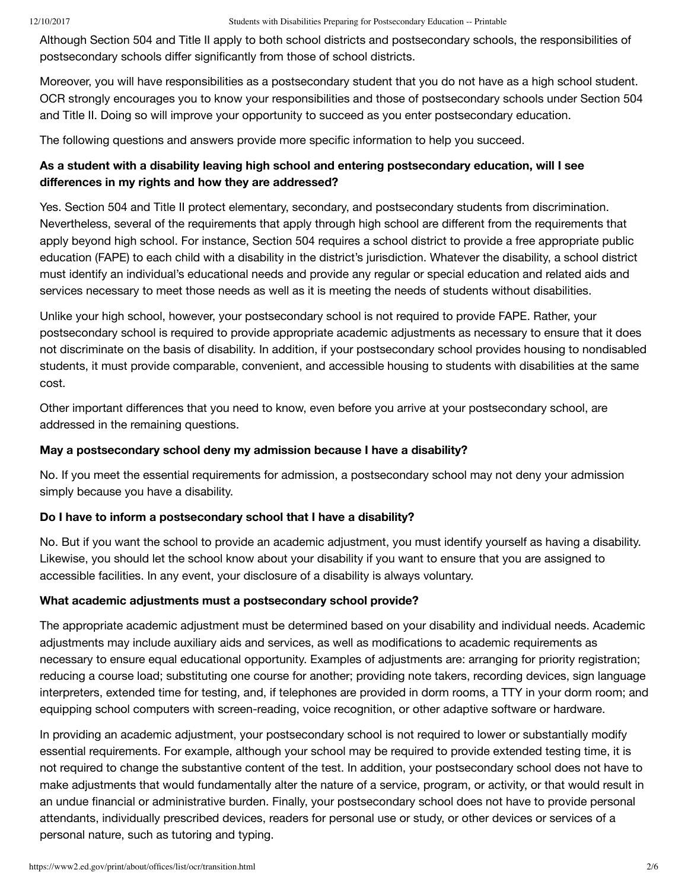Although Section 504 and Title II apply to both school districts and postsecondary schools, the responsibilities of postsecondary schools differ significantly from those of school districts.

Moreover, you will have responsibilities as a postsecondary student that you do not have as a high school student. OCR strongly encourages you to know your responsibilities and those of postsecondary schools under Section 504 and Title II. Doing so will improve your opportunity to succeed as you enter postsecondary education.

The following questions and answers provide more specific information to help you succeed.

**As a student with a disability leaving high school and entering postsecondary education, will I see differences in my rights and how they are addressed?**

Yes. Section 504 and Title II protect elementary, secondary, and postsecondary students from discrimination. Nevertheless, several of the requirements that apply through high school are different from the requirements that apply beyond high school. For instance, Section 504 requires a school district to provide a free appropriate public education (FAPE) to each child with a disability in the district's jurisdiction. Whatever the disability, a school district must identify an individual's educational needs and provide any regular or special education and related aids and services necessary to meet those needs as well as it is meeting the needs of students without disabilities.

Unlike your high school, however, your postsecondary school is not required to provide FAPE. Rather, your postsecondary school is required to provide appropriate academic adjustments as necessary to ensure that it does not discriminate on the basis of disability. In addition, if your postsecondary school provides housing to nondisabled students, it must provide comparable, convenient, and accessible housing to students with disabilities at the same cost.

Other important differences that you need to know, even before you arrive at your postsecondary school, are addressed in the remaining questions.

**May a postsecondary school deny my admission because I have a disability?**

No. If you meet the essential requirements for admission, a postsecondary school may not deny your admission simply because you have a disability.

**Do I have to inform a postsecondary school that I have a disability?**

No. But if you want the school to provide an academic adjustment, you must identify yourself as having a disability. Likewise, you should let the school know about your disability if you want to ensure that you are assigned to accessible facilities. In any event, your disclosure of a disability is always voluntary.

**What academic adjustments must a postsecondary school provide?**

The appropriate academic adjustment must be determined based on your disability and individual needs. Academic adjustments may include auxiliary aids and services, as well as modifications to academic requirements as necessary to ensure equal educational opportunity. Examples of adjustments are: arranging for priority registration; reducing a course load; substituting one course for another; providing note takers, recording devices, sign language interpreters, extended time for testing, and, if telephones are provided in dorm rooms, a TTY in your dorm room; and equipping school computers with screen-reading, voice recognition, or other adaptive software or hardware.

In providing an academic adjustment, your postsecondary school is not required to lower or substantially modify essential requirements. For example, although your school may be required to provide extended testing time, it is not required to change the substantive content of the test. In addition, your postsecondary school does not have to make adjustments that would fundamentally alter the nature of a service, program, or activity, or that would result in an undue financial or administrative burden. Finally, your postsecondary school does not have to provide personal attendants, individually prescribed devices, readers for personal use or study, or other devices or services of a personal nature, such as tutoring and typing.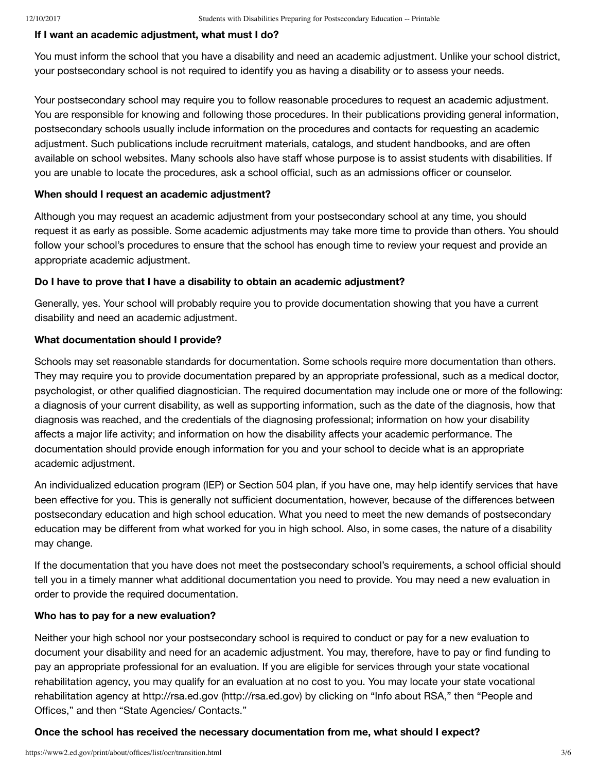### If I want an academic adjustment, what must I do?

You must inform the school that you have a disability and need an academic adjustment. Unlike your school district, your postsecondary school is not required to identify you as having a disability or to assess your needs.

Your postsecondary school may require you to follow reasonable procedures to request an academic adjustment. You are responsible for knowing and following those procedures. In their publications providing general information, postsecondary schools usually include information on the procedures and contacts for requesting an academic adjustment. Such publications include recruitment materials, catalogs, and student handbooks, and are often available on school websites. Many schools also have staff whose purpose is to assist students with disabilities. If you are unable to locate the procedures, ask a school official, such as an admissions officer or counselor.

### When should I request an academic adjustment?

Although you may request an academic adjustment from your postsecondary school at any time, you should request it as early as possible. Some academic adjustments may take more time to provide than others. You should follow your school's procedures to ensure that the school has enough time to review your request and provide an appropriate academic adjustment.

### Do I have to prove that I have a disability to obtain an academic adjustment?

Generally, yes. Your school will probably require you to provide documentation showing that you have a current disability and need an academic adjustment.

### What documentation should I provide?

Schools may set reasonable standards for documentation. Some schools require more documentation than others. They may require you to provide documentation prepared by an appropriate professional, such as a medical doctor, psychologist, or other qualified diagnostician. The required documentation may include one or more of the following: a diagnosis of your current disability, as well as supporting information, such as the date of the diagnosis, how that diagnosis was reached, and the credentials of the diagnosing professional; information on how your disability affects a major life activity; and information on how the disability affects your academic performance. The documentation should provide enough information for you and your school to decide what is an appropriate academic adjustment.

An individualized education program (IEP) or Section 504 plan, if you have one, may help identify services that have been effective for you. This is generally not sufficient documentation, however, because of the differences between postsecondary education and high school education. What you need to meet the new demands of postsecondary education may be different from what worked for you in high school. Also, in some cases, the nature of a disability may change.

If the documentation that you have does not meet the postsecondary school's requirements, a school official should tell you in a timely manner what additional documentation you need to provide. You may need a new evaluation in order to provide the required documentation.

### Who has to pay for a new evaluation?

Neither your high school nor your postsecondary school is required to conduct or pay for a new evaluation to document your disability and need for an academic adjustment. You may, therefore, have to pay or find funding to pay an appropriate professional for an evaluation. If you are eligible for services through your state vocational rehabilitation agency, you may qualify for an evaluation at no cost to you. You may locate your state vocational rehabilitation agency at http://rsa.ed.gov (http://rsa.ed.gov) by clicking on "Info about RSA," then "People and Offices," and then "State Agencies/ Contacts."

### Once the school has received the necessary documentation from me, what should I expect?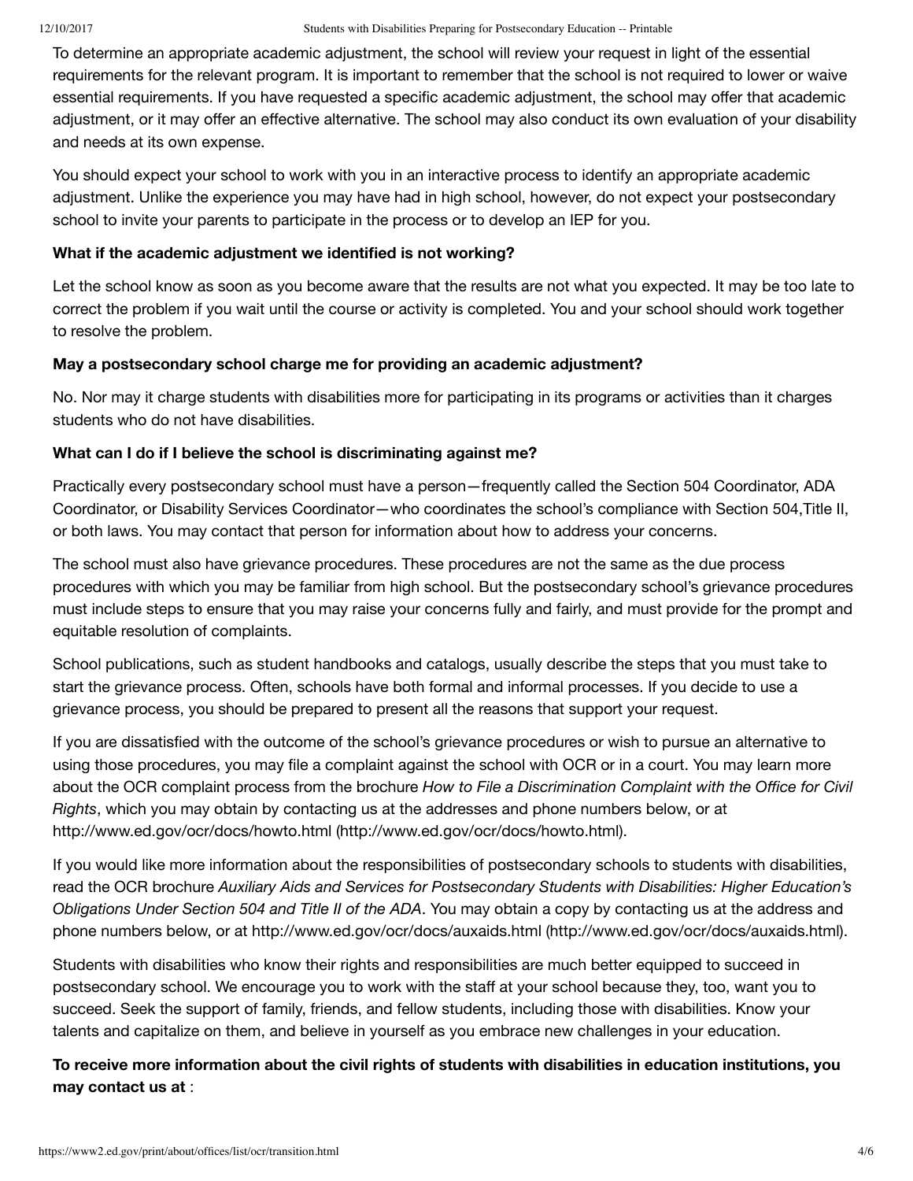To determine an appropriate academic adjustment, the school will review your request in light of the essential requirements for the relevant program. It is important to remember that the school is not required to lower or waive essential requirements. If you have requested a specific academic adjustment, the school may offer that academic adjustment, or it may offer an effective alternative. The school may also conduct its own evaluation of your disability and needs at its own expense.

You should expect your school to work with you in an interactive process to identify an appropriate academic adjustment. Unlike the experience you may have had in high school, however, do not expect your postsecondary school to invite your parents to participate in the process or to develop an IEP for you.

**What if the academic adjustment we identified is not working?**

Let the school know as soon as you become aware that the results are not what you expected. It may be too late to correct the problem if you wait until the course or activity is completed. You and your school should work together to resolve the problem.

**May a postsecondary school charge me for providing an academic adjustment?**

No. Nor may it charge students with disabilities more for participating in its programs or activities than it charges students who do not have disabilities.

**What can I do if I believe the school is discriminating against me?**

Practically every postsecondary school must have a person—frequently called the Section 504 Coordinator, ADA Coordinator, or Disability Services Coordinator—who coordinates the school's compliance with Section 504,Title II, or both laws. You may contact that person for information about how to address your concerns.

The school must also have grievance procedures. These procedures are not the same as the due process procedures with which you may be familiar from high school. But the postsecondary school's grievance procedures must include steps to ensure that you may raise your concerns fully and fairly, and must provide for the prompt and equitable resolution of complaints.

School publications, such as student handbooks and catalogs, usually describe the steps that you must take to start the grievance process. Often, schools have both formal and informal processes. If you decide to use a grievance process, you should be prepared to present all the reasons that support your request.

If you are dissatisfied with the outcome of the school's grievance procedures or wish to pursue an alternative to using those procedures, you may file a complaint against the school with OCR or in a court. You may learn more about the OCR complaint process from the brochure *How to File a Discrimination Complaint with the Office for Civil Rights*, which you may obtain by contacting us at the addresses and phone numbers below, or at http://www.ed.gov/ocr/docs/howto.html (http://www.ed.gov/ocr/docs/howto.html).

If you would like more information about the responsibilities of postsecondary schools to students with disabilities, read the OCR brochure *Auxiliary Aids and Services for Postsecondary Students with Disabilities: Higher Education's Obligations Under Section 504 and Title II of the ADA*. You may obtain a copy by contacting us at the address and phone numbers below, or at http://www.ed.gov/ocr/docs/auxaids.html (http://www.ed.gov/ocr/docs/auxaids.html).

Students with disabilities who know their rights and responsibilities are much better equipped to succeed in postsecondary school. We encourage you to work with the staff at your school because they, too, want you to succeed. Seek the support of family, friends, and fellow students, including those with disabilities. Know your talents and capitalize on them, and believe in yourself as you embrace new challenges in your education.

**To receive more information about the civil rights of students with disabilities in education institutions, you may contact us at** :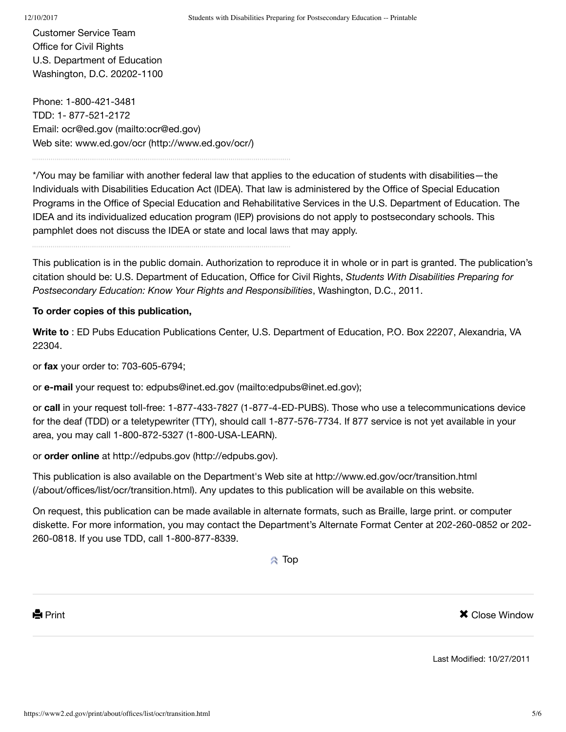Customer Service Team
Office for Civil Rights
U.S. Department of Education
Washington, D.C. 20202-1100

Phone: 1-800-421-3481
TDD: 1- 877-521-2172
Email: ocr@ed.gov (mailto:ocr@ed.gov)
Web site: www.ed.gov/ocr (http://www.ed.gov/ocr/)

---

*/You may be familiar with another federal law that applies to the education of students with disabilities—the Individuals with Disabilities Education Act (IDEA). That law is administered by the Office of Special Education Programs in the Office of Special Education and Rehabilitative Services in the U.S. Department of Education. The IDEA and its individualized education program (IEP) provisions do not apply to postsecondary schools. This pamphlet does not discuss the IDEA or state and local laws that may apply.

---

This publication is in the public domain. Authorization to reproduce it in whole or in part is granted. The publication's citation should be: U.S. Department of Education, Office for Civil Rights, *Students With Disabilities Preparing for Postsecondary Education: Know Your Rights and Responsibilities*, Washington, D.C., 2011.

**To order copies of this publication,**

**Write to** : ED Pubs Education Publications Center, U.S. Department of Education, P.O. Box 22207, Alexandria, VA 22304.

or **fax** your order to: 703-605-6794;

or **e-mail** your request to: edpubs@inet.ed.gov (mailto:edpubs@inet.ed.gov);

or **call** in your request toll-free: 1-877-433-7827 (1-877-4-ED-PUBS). Those who use a telecommunications device for the deaf (TDD) or a teletypewriter (TTY), should call 1-877-576-7734. If 877 service is not yet available in your area, you may call 1-800-872-5327 (1-800-USA-LEARN).

or **order online** at http://edpubs.gov (http://edpubs.gov).

This publication is also available on the Department's Web site at http://www.ed.gov/ocr/transition.html (/about/offices/list/ocr/transition.html). Any updates to this publication will be available on this website.

On request, this publication can be made available in alternate formats, such as Braille, large print. or computer diskette. For more information, you may contact the Department's Alternate Format Center at 202-260-0852 or 202-260-0818. If you use TDD, call 1-800-877-8339.

Top

---

Print

Close Window

---

Last Modified: 10/27/2011